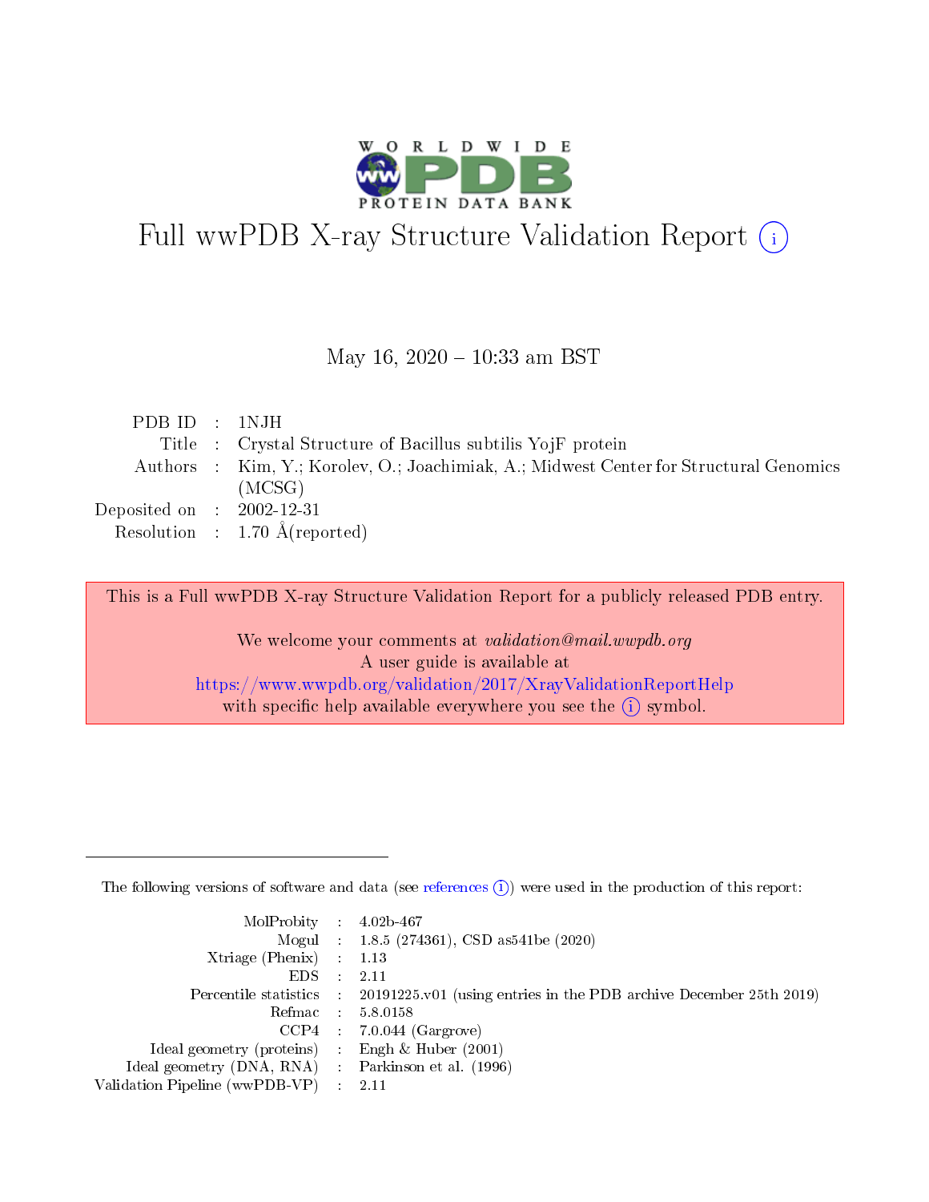# Full wwPDB X-ray Structure Validation Report (i)

May 16, 2020 – 10:33 am BST

| | | |
|---|---|---|
| PDB ID | : | 1NJH |
| Title | : | Crystal Structure of Bacillus subtilis YojF protein |
| Authors | : | Kim, Y.; Korolev, O.; Joachimiak, A.; Midwest Center for Structural Genomics (MCSG) |
| Deposited on | : | 2002-12-31 |
| Resolution | : | 1.70 Å(reported) |

This is a Full wwPDB X-ray Structure Validation Report for a publicly released PDB entry.

We welcome your comments at *validation@mail.wwpdb.org*
A user guide is available at
https://www.wwpdb.org/validation/2017/XrayValidationReportHelp
with specific help available everywhere you see the (i) symbol.

---

The following versions of software and data (see references (i)) were used in the production of this report:

| | | |
|---|---|---|
| MolProbity | : | 4.02b-467 |
| Mogul | : | 1.8.5 (274361), CSD as541be (2020) |
| Xtriage (Phenix) | : | 1.13 |
| EDS | : | 2.11 |
| Percentile statistics | : | 20191225.v01 (using entries in the PDB archive December 25th 2019) |
| Refmac | : | 5.8.0158 |
| CCP4 | : | 7.0.044 (Gargrove) |
| Ideal geometry (proteins) | : | Engh & Huber (2001) |
| Ideal geometry (DNA, RNA) | : | Parkinson et al. (1996) |
| Validation Pipeline (wwPDB-VP) | : | 2.11 |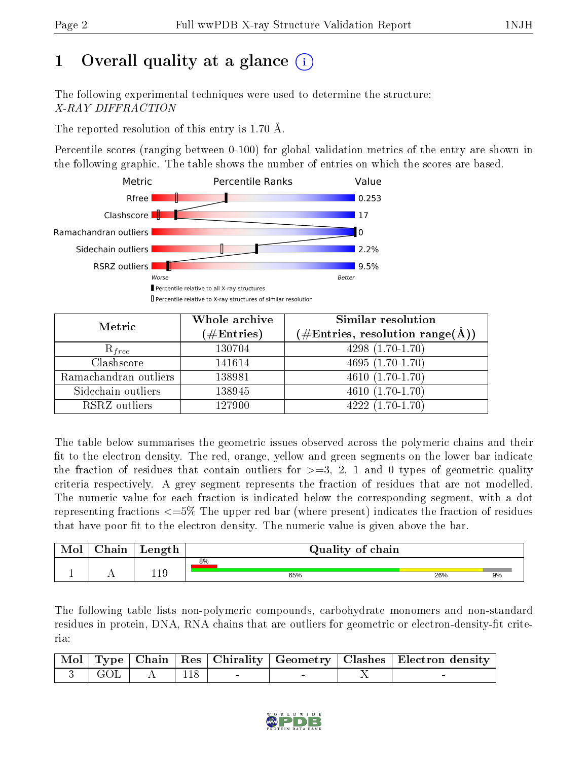# 1 Overall quality at a glance (i)

The following experimental techniques were used to determine the structure:
*X-RAY DIFFRACTION*

The reported resolution of this entry is 1.70 Å.

Percentile scores (ranging between 0-100) for global validation metrics of the entry are shown in the following graphic. The table shows the number of entries on which the scores are based.

| Metric | Value |
|---|---|
| Rfree | 0.253 |
| Clashscore | 17 |
| Ramachandran outliers | 0 |
| Sidechain outliers | 2.2% |
| RSRZ outliers | 9.5% |

Worse — Better

▮ Percentile relative to all X-ray structures
▯ Percentile relative to X-ray structures of similar resolution

| Metric | Whole archive (#Entries) | Similar resolution (#Entries, resolution range(Å)) |
|---|---|---|
| $R_{free}$ | 130704 | 4298 (1.70-1.70) |
| Clashscore | 141614 | 4695 (1.70-1.70) |
| Ramachandran outliers | 138981 | 4610 (1.70-1.70) |
| Sidechain outliers | 138945 | 4610 (1.70-1.70) |
| RSRZ outliers | 127900 | 4222 (1.70-1.70) |

The table below summarises the geometric issues observed across the polymeric chains and their fit to the electron density. The red, orange, yellow and green segments on the lower bar indicate the fraction of residues that contain outliers for >=3, 2, 1 and 0 types of geometric quality criteria respectively. A grey segment represents the fraction of residues that are not modelled. The numeric value for each fraction is indicated below the corresponding segment, with a dot representing fractions <=5% The upper red bar (where present) indicates the fraction of residues that have poor fit to the electron density. The numeric value is given above the bar.

| Mol | Chain | Length | Quality of chain |
|---|---|---|---|
| 1 | A | 119 | 8% (poor fit); 65% / 26% / 9% |

The following table lists non-polymeric compounds, carbohydrate monomers and non-standard residues in protein, DNA, RNA chains that are outliers for geometric or electron-density-fit criteria:

| Mol | Type | Chain | Res | Chirality | Geometry | Clashes | Electron density |
|---|---|---|---|---|---|---|---|
| 3 | GOL | A | 118 | - | - | X | - |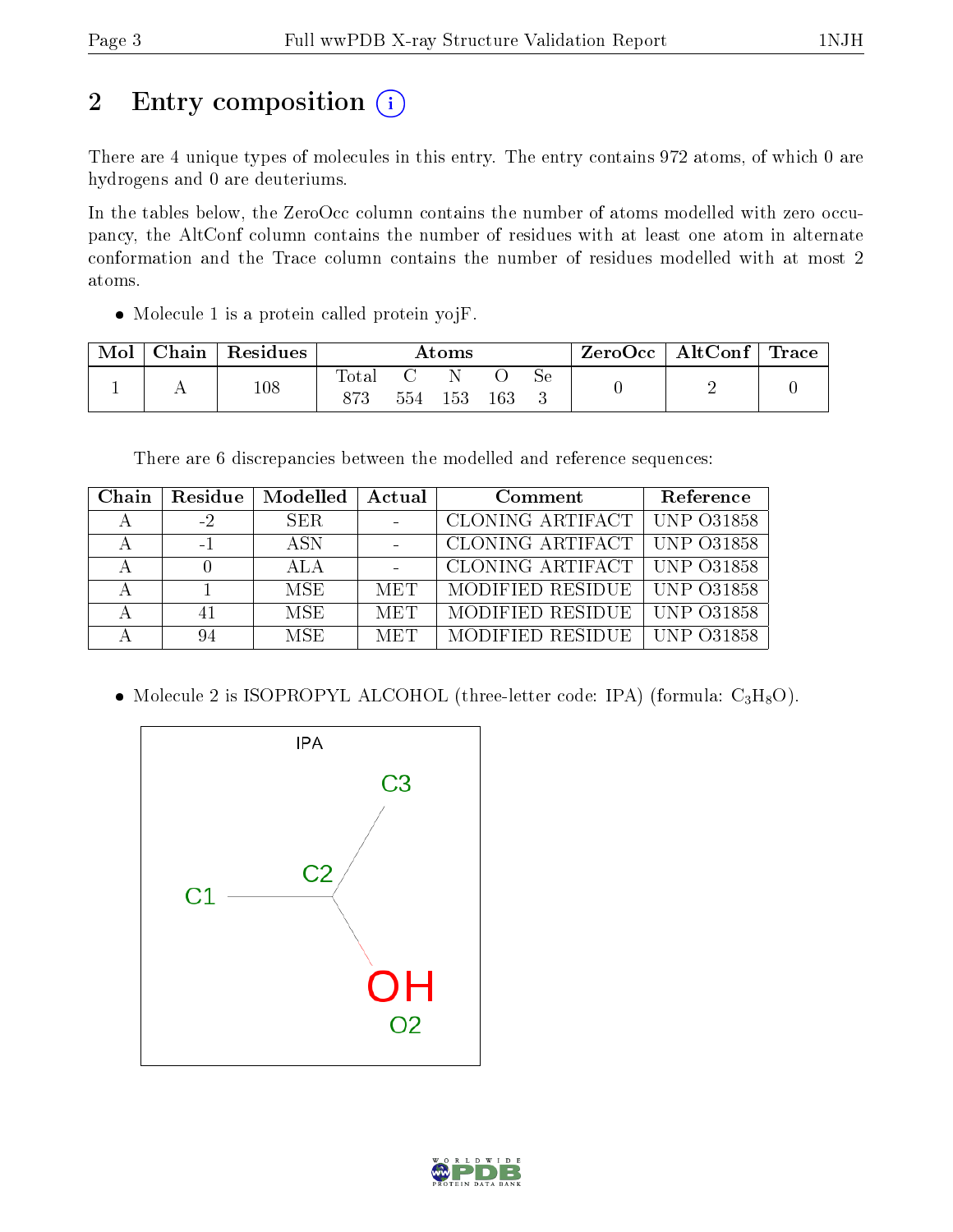## 2 Entry composition

There are 4 unique types of molecules in this entry. The entry contains 972 atoms, of which 0 are hydrogens and 0 are deuteriums.

In the tables below, the ZeroOcc column contains the number of atoms modelled with zero occupancy, the AltConf column contains the number of residues with at least one atom in alternate conformation and the Trace column contains the number of residues modelled with at most 2 atoms.

- Molecule 1 is a protein called protein yojF.

| Mol | Chain | Residues | Atoms | | | | | ZeroOcc | AltConf | Trace |
|---|---|---|---|---|---|---|---|---|---|---|
| | | | Total | C | N | O | Se | | | |
| 1 | A | 108 | 873 | 554 | 153 | 163 | 3 | 0 | 2 | 0 |

There are 6 discrepancies between the modelled and reference sequences:

| Chain | Residue | Modelled | Actual | Comment | Reference |
|---|---|---|---|---|---|
| A | -2 | SER | - | CLONING ARTIFACT | UNP O31858 |
| A | -1 | ASN | - | CLONING ARTIFACT | UNP O31858 |
| A | 0 | ALA | - | CLONING ARTIFACT | UNP O31858 |
| A | 1 | MSE | MET | MODIFIED RESIDUE | UNP O31858 |
| A | 41 | MSE | MET | MODIFIED RESIDUE | UNP O31858 |
| A | 94 | MSE | MET | MODIFIED RESIDUE | UNP O31858 |

- Molecule 2 is ISOPROPYL ALCOHOL (three-letter code: IPA) (formula: $C_3H_8O$).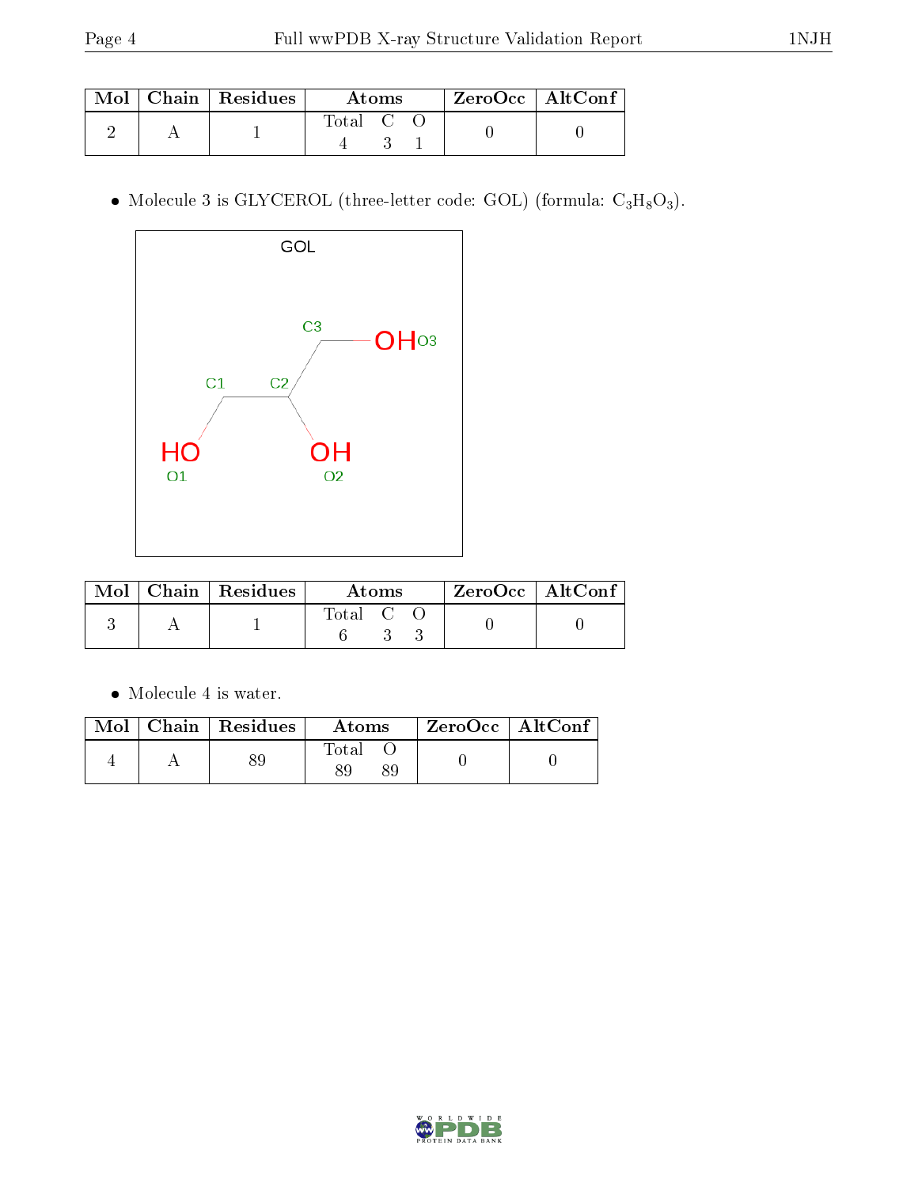| Mol | Chain | Residues | Atoms | | | ZeroOcc | AltConf |
|---|---|---|---|---|---|---|---|
| | | | Total | C | O | | |
| 2 | A | 1 | 4 | 3 | 1 | 0 | 0 |

- Molecule 3 is GLYCEROL (three-letter code: GOL) (formula: $C_3H_8O_3$).

| Mol | Chain | Residues | Atoms | | | ZeroOcc | AltConf |
|---|---|---|---|---|---|---|---|
| | | | Total | C | O | | |
| 3 | A | 1 | 6 | 3 | 3 | 0 | 0 |

- Molecule 4 is water.

| Mol | Chain | Residues | Atoms | | ZeroOcc | AltConf |
|---|---|---|---|---|---|---|
| | | | Total | O | | |
| 4 | A | 89 | 89 | 89 | 0 | 0 |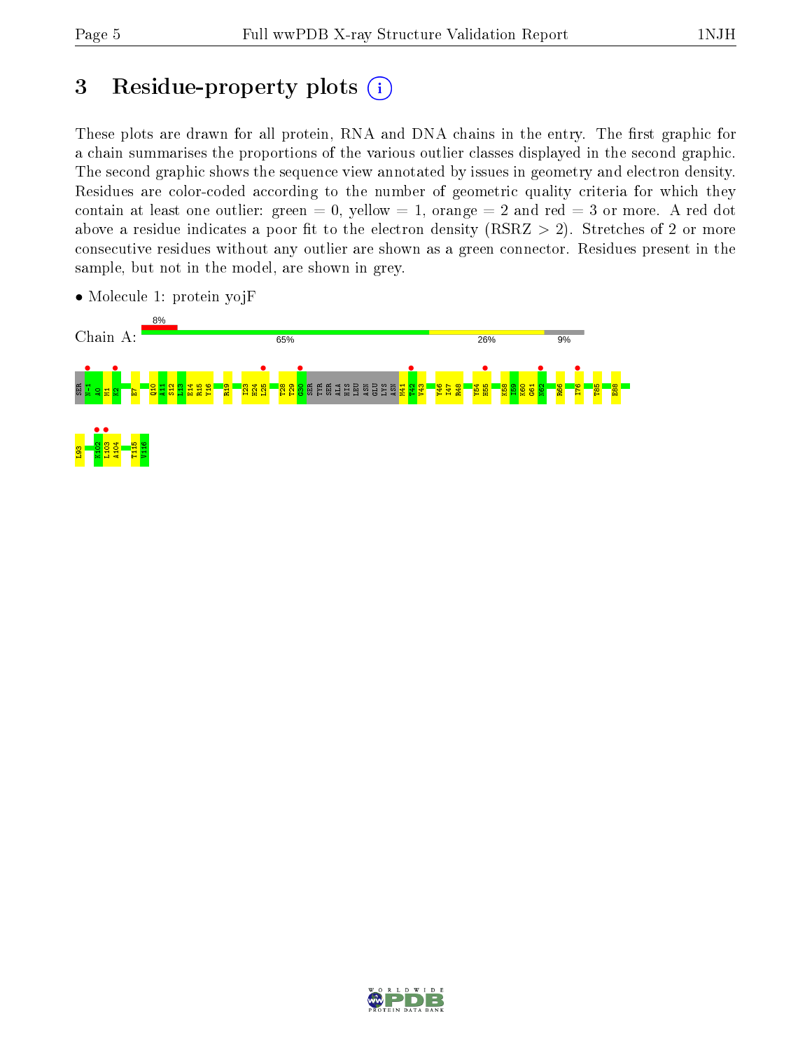# 3 Residue-property plots

These plots are drawn for all protein, RNA and DNA chains in the entry. The first graphic for a chain summarises the proportions of the various outlier classes displayed in the second graphic. The second graphic shows the sequence view annotated by issues in geometry and electron density. Residues are color-coded according to the number of geometric quality criteria for which they contain at least one outlier: green = 0, yellow = 1, orange = 2 and red = 3 or more. A red dot above a residue indicates a poor fit to the electron density (RSRZ > 2). Stretches of 2 or more consecutive residues without any outlier are shown as a green connector. Residues present in the sample, but not in the model, are shown in grey.

- Molecule 1: protein yojF

Chain A: 8% | 65% | 26% | 9%

SER N-1 A0 M1 M2 E7 Q10 A11 S12 L13 E14 R15 Y16 R19 I23 H24 L25 T28 T29 G30 SER TYR SER ALA HIS LEU ASN GLU LYS ASN M41 T42 V43 Y46 I47 R48 Y54 H55 K58 I59 K60 G61 N62 R66 I76 T85 E88 L93 K102 L103 A104 T115 V116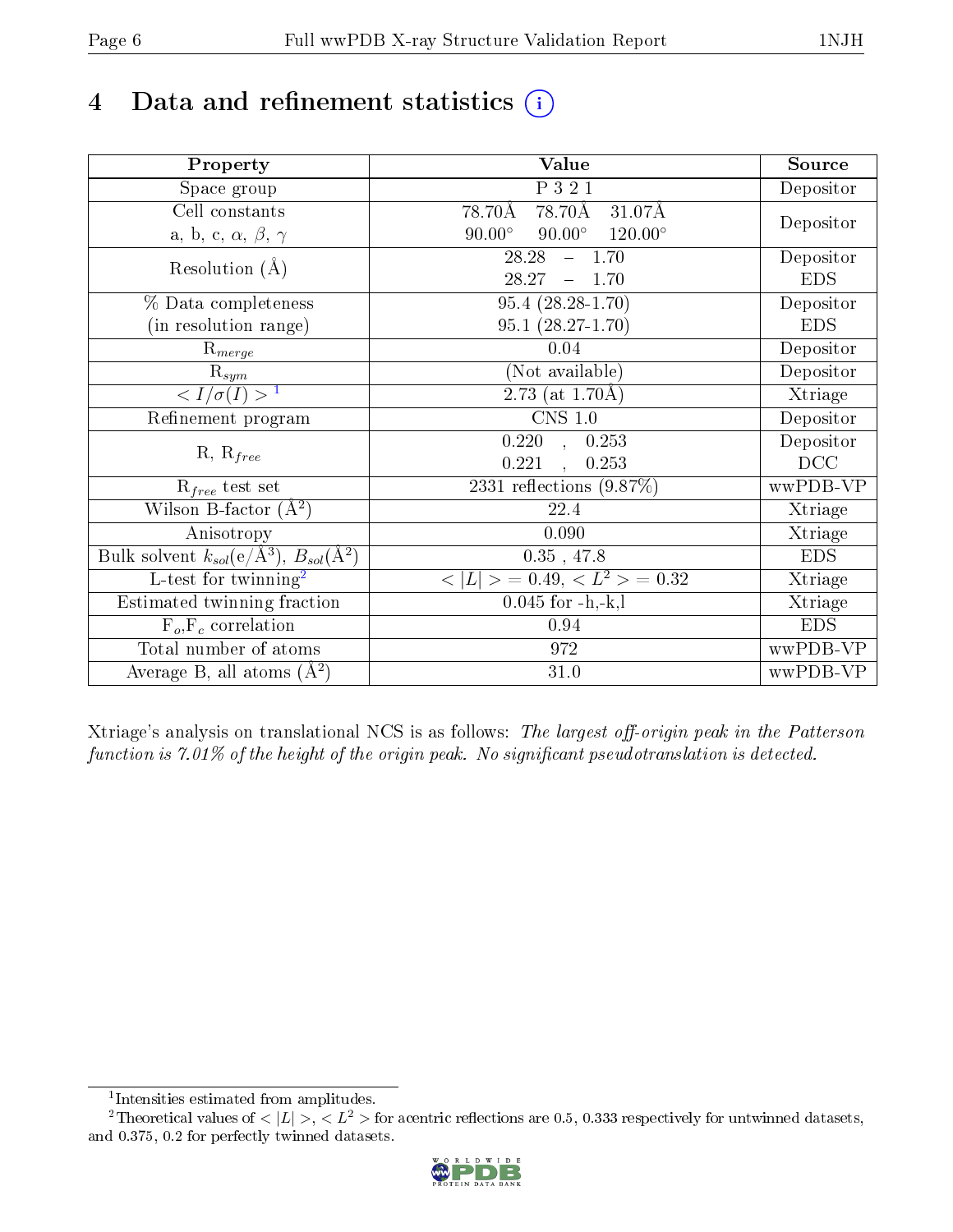# 4 Data and refinement statistics (i)

| Property | Value | Source |
|---|---|---|
| Space group | P 3 2 1 | Depositor |
| Cell constants<br>a, b, c, $\alpha$, $\beta$, $\gamma$ | 78.70Å 78.70Å 31.07Å<br>90.00° 90.00° 120.00° | Depositor |
| Resolution (Å) | 28.28 – 1.70<br>28.27 – 1.70 | Depositor<br>EDS |
| % Data completeness<br>(in resolution range) | 95.4 (28.28-1.70)<br>95.1 (28.27-1.70) | Depositor<br>EDS |
| $R_{merge}$ | 0.04 | Depositor |
| $R_{sym}$ | (Not available) | Depositor |
| $< I/\sigma(I) >$ [1] | 2.73 (at 1.70Å) | Xtriage |
| Refinement program | CNS 1.0 | Depositor |
| R, $R_{free}$ | 0.220 , 0.253<br>0.221 , 0.253 | Depositor<br>DCC |
| $R_{free}$ test set | 2331 reflections (9.87%) | wwPDB-VP |
| Wilson B-factor (Å$^2$) | 22.4 | Xtriage |
| Anisotropy | 0.090 | Xtriage |
| Bulk solvent $k_{sol}$(e/Å$^3$), $B_{sol}$(Å$^2$) | 0.35 , 47.8 | EDS |
| L-test for twinning[2] | $< \|L\| >$ = 0.49, $< L^2 >$ = 0.32 | Xtriage |
| Estimated twinning fraction | 0.045 for -h,-k,l | Xtriage |
| $F_o,F_c$ correlation | 0.94 | EDS |
| Total number of atoms | 972 | wwPDB-VP |
| Average B, all atoms (Å$^2$) | 31.0 | wwPDB-VP |

Xtriage's analysis on translational NCS is as follows: *The largest off-origin peak in the Patterson function is 7.01% of the height of the origin peak. No significant pseudotranslation is detected.*

[1] Intensities estimated from amplitudes.

[2] Theoretical values of $< |L| >$, $< L^2 >$ for acentric reflections are 0.5, 0.333 respectively for untwinned datasets, and 0.375, 0.2 for perfectly twinned datasets.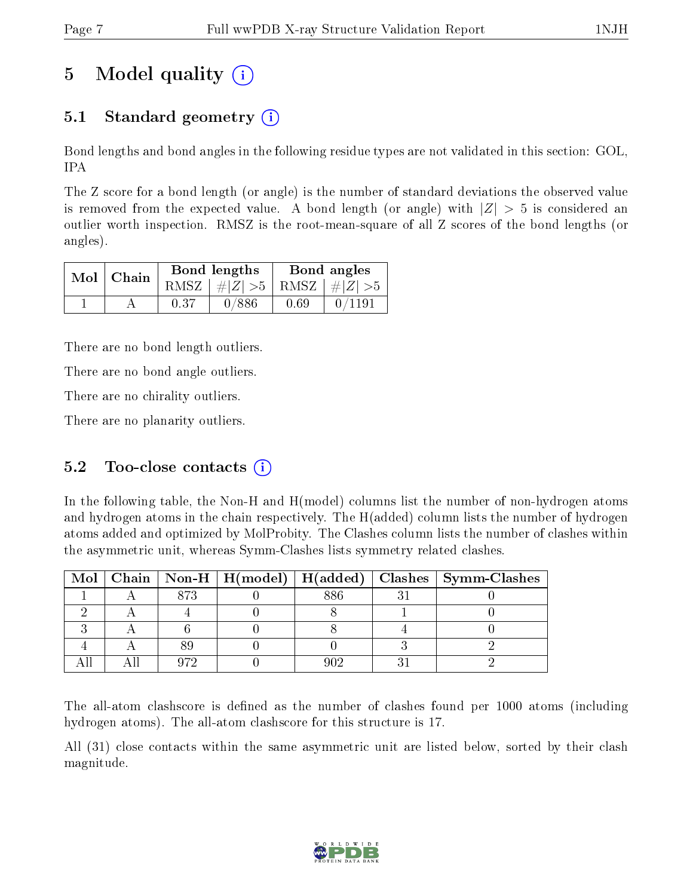# 5 Model quality (i)

## 5.1 Standard geometry (i)

Bond lengths and bond angles in the following residue types are not validated in this section: GOL, IPA

The Z score for a bond length (or angle) is the number of standard deviations the observed value is removed from the expected value. A bond length (or angle) with $|Z| > 5$ is considered an outlier worth inspection. RMSZ is the root-mean-square of all Z scores of the bond lengths (or angles).

| Mol | Chain | Bond lengths | | Bond angles | |
|---|---|---|---|---|---|
| | | RMSZ | $\#\|Z\| >5$ | RMSZ | $\#\|Z\| >5$ |
| 1 | A | 0.37 | 0/886 | 0.69 | 0/1191 |

There are no bond length outliers.

There are no bond angle outliers.

There are no chirality outliers.

There are no planarity outliers.

## 5.2 Too-close contacts (i)

In the following table, the Non-H and H(model) columns list the number of non-hydrogen atoms and hydrogen atoms in the chain respectively. The H(added) column lists the number of hydrogen atoms added and optimized by MolProbity. The Clashes column lists the number of clashes within the asymmetric unit, whereas Symm-Clashes lists symmetry related clashes.

| Mol | Chain | Non-H | H(model) | H(added) | Clashes | Symm-Clashes |
|---|---|---|---|---|---|---|
| 1 | A | 873 | 0 | 886 | 31 | 0 |
| 2 | A | 4 | 0 | 8 | 1 | 0 |
| 3 | A | 6 | 0 | 8 | 4 | 0 |
| 4 | A | 89 | 0 | 0 | 3 | 2 |
| All | All | 972 | 0 | 902 | 31 | 2 |

The all-atom clashscore is defined as the number of clashes found per 1000 atoms (including hydrogen atoms). The all-atom clashscore for this structure is 17.

All (31) close contacts within the same asymmetric unit are listed below, sorted by their clash magnitude.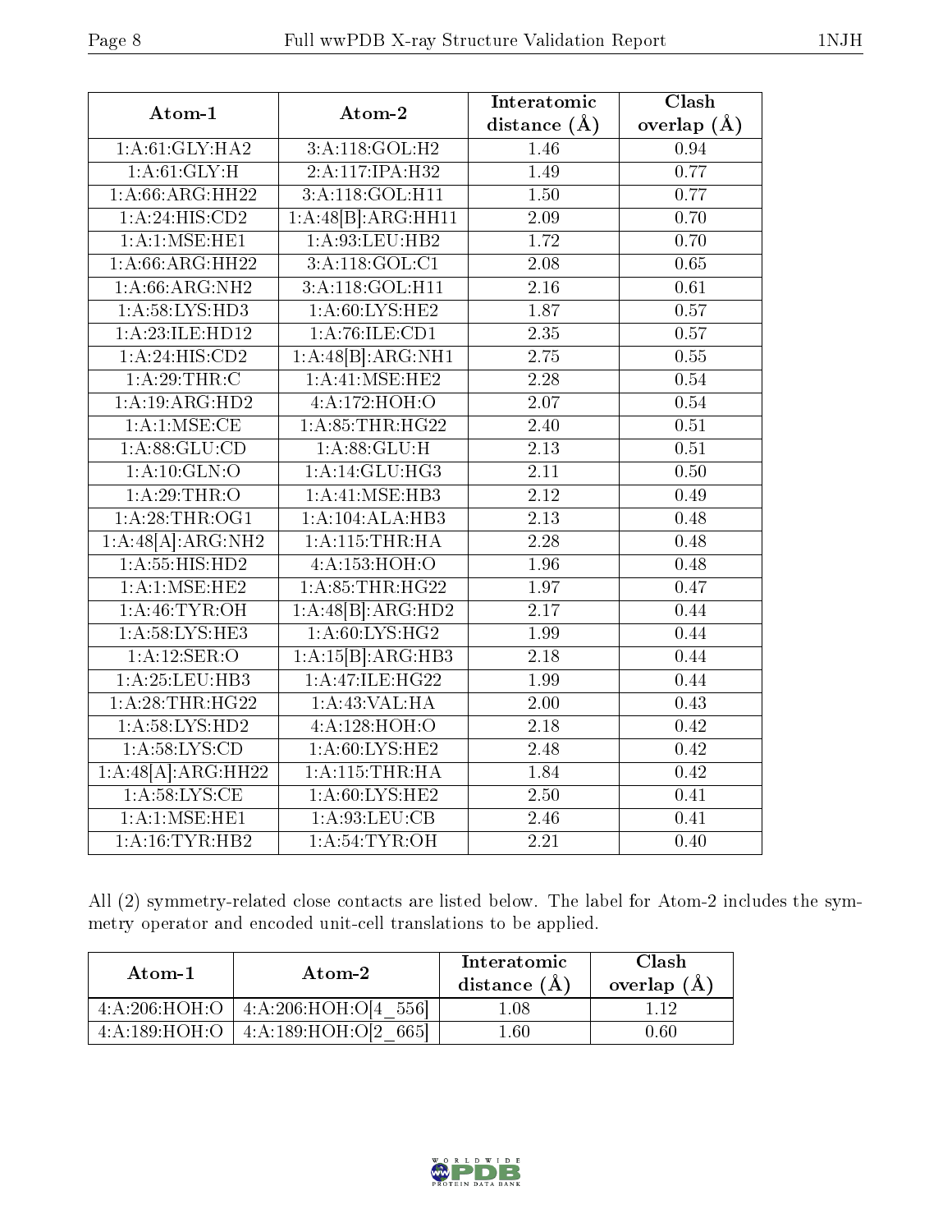| Atom-1 | Atom-2 | Interatomic distance (Å) | Clash overlap (Å) |
| --- | --- | --- | --- |
| 1:A:61:GLY:HA2 | 3:A:118:GOL:H2 | 1.46 | 0.94 |
| 1:A:61:GLY:H | 2:A:117:IPA:H32 | 1.49 | 0.77 |
| 1:A:66:ARG:HH22 | 3:A:118:GOL:H11 | 1.50 | 0.77 |
| 1:A:24:HIS:CD2 | 1:A:48[B]:ARG:HH11 | 2.09 | 0.70 |
| 1:A:1:MSE:HE1 | 1:A:93:LEU:HB2 | 1.72 | 0.70 |
| 1:A:66:ARG:HH22 | 3:A:118:GOL:C1 | 2.08 | 0.65 |
| 1:A:66:ARG:NH2 | 3:A:118:GOL:H11 | 2.16 | 0.61 |
| 1:A:58:LYS:HD3 | 1:A:60:LYS:HE2 | 1.87 | 0.57 |
| 1:A:23:ILE:HD12 | 1:A:76:ILE:CD1 | 2.35 | 0.57 |
| 1:A:24:HIS:CD2 | 1:A:48[B]:ARG:NH1 | 2.75 | 0.55 |
| 1:A:29:THR:C | 1:A:41:MSE:HE2 | 2.28 | 0.54 |
| 1:A:19:ARG:HD2 | 4:A:172:HOH:O | 2.07 | 0.54 |
| 1:A:1:MSE:CE | 1:A:85:THR:HG22 | 2.40 | 0.51 |
| 1:A:88:GLU:CD | 1:A:88:GLU:H | 2.13 | 0.51 |
| 1:A:10:GLN:O | 1:A:14:GLU:HG3 | 2.11 | 0.50 |
| 1:A:29:THR:O | 1:A:41:MSE:HB3 | 2.12 | 0.49 |
| 1:A:28:THR:OG1 | 1:A:104:ALA:HB3 | 2.13 | 0.48 |
| 1:A:48[A]:ARG:NH2 | 1:A:115:THR:HA | 2.28 | 0.48 |
| 1:A:55:HIS:HD2 | 4:A:153:HOH:O | 1.96 | 0.48 |
| 1:A:1:MSE:HE2 | 1:A:85:THR:HG22 | 1.97 | 0.47 |
| 1:A:46:TYR:OH | 1:A:48[B]:ARG:HD2 | 2.17 | 0.44 |
| 1:A:58:LYS:HE3 | 1:A:60:LYS:HG2 | 1.99 | 0.44 |
| 1:A:12:SER:O | 1:A:15[B]:ARG:HB3 | 2.18 | 0.44 |
| 1:A:25:LEU:HB3 | 1:A:47:ILE:HG22 | 1.99 | 0.44 |
| 1:A:28:THR:HG22 | 1:A:43:VAL:HA | 2.00 | 0.43 |
| 1:A:58:LYS:HD2 | 4:A:128:HOH:O | 2.18 | 0.42 |
| 1:A:58:LYS:CD | 1:A:60:LYS:HE2 | 2.48 | 0.42 |
| 1:A:48[A]:ARG:HH22 | 1:A:115:THR:HA | 1.84 | 0.42 |
| 1:A:58:LYS:CE | 1:A:60:LYS:HE2 | 2.50 | 0.41 |
| 1:A:1:MSE:HE1 | 1:A:93:LEU:CB | 2.46 | 0.41 |
| 1:A:16:TYR:HB2 | 1:A:54:TYR:OH | 2.21 | 0.40 |

All (2) symmetry-related close contacts are listed below. The label for Atom-2 includes the symmetry operator and encoded unit-cell translations to be applied.

| Atom-1 | Atom-2 | Interatomic distance (Å) | Clash overlap (Å) |
| --- | --- | --- | --- |
| 4:A:206:HOH:O | 4:A:206:HOH:O[4_556] | 1.08 | 1.12 |
| 4:A:189:HOH:O | 4:A:189:HOH:O[2_665] | 1.60 | 0.60 |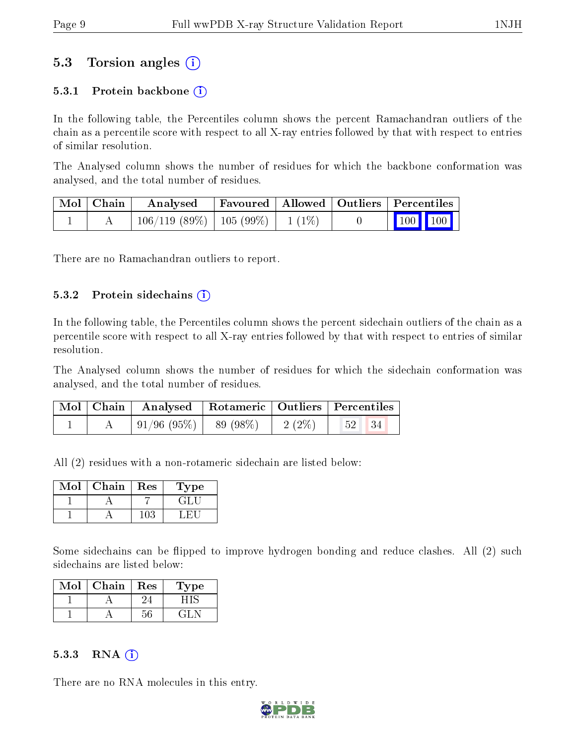## 5.3 Torsion angles

### 5.3.1 Protein backbone

In the following table, the Percentiles column shows the percent Ramachandran outliers of the chain as a percentile score with respect to all X-ray entries followed by that with respect to entries of similar resolution.

The Analysed column shows the number of residues for which the backbone conformation was analysed, and the total number of residues.

| Mol | Chain | Analysed | Favoured | Allowed | Outliers | Percentiles | |
|---|---|---|---|---|---|---|---|
| 1 | A | 106/119 (89%) | 105 (99%) | 1 (1%) | 0 | 100 | 100 |

There are no Ramachandran outliers to report.

### 5.3.2 Protein sidechains

In the following table, the Percentiles column shows the percent sidechain outliers of the chain as a percentile score with respect to all X-ray entries followed by that with respect to entries of similar resolution.

The Analysed column shows the number of residues for which the sidechain conformation was analysed, and the total number of residues.

| Mol | Chain | Analysed | Rotameric | Outliers | Percentiles | |
|---|---|---|---|---|---|---|
| 1 | A | 91/96 (95%) | 89 (98%) | 2 (2%) | 52 | 34 |

All (2) residues with a non-rotameric sidechain are listed below:

| Mol | Chain | Res | Type |
|---|---|---|---|
| 1 | A | 7 | GLU |
| 1 | A | 103 | LEU |

Some sidechains can be flipped to improve hydrogen bonding and reduce clashes. All (2) such sidechains are listed below:

| Mol | Chain | Res | Type |
|---|---|---|---|
| 1 | A | 24 | HIS |
| 1 | A | 56 | GLN |

### 5.3.3 RNA

There are no RNA molecules in this entry.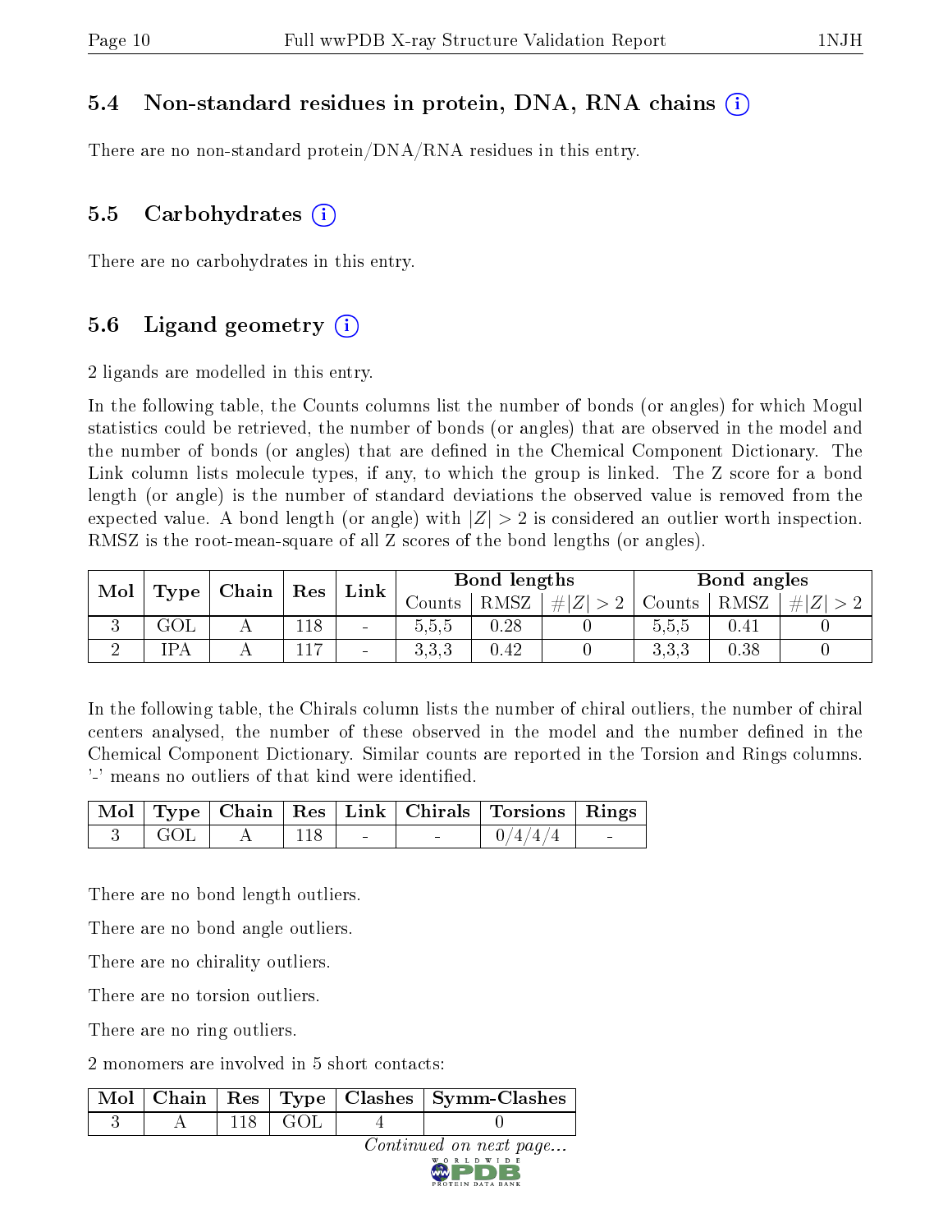### 5.4 Non-standard residues in protein, DNA, RNA chains

There are no non-standard protein/DNA/RNA residues in this entry.

### 5.5 Carbohydrates

There are no carbohydrates in this entry.

### 5.6 Ligand geometry

2 ligands are modelled in this entry.

In the following table, the Counts columns list the number of bonds (or angles) for which Mogul statistics could be retrieved, the number of bonds (or angles) that are observed in the model and the number of bonds (or angles) that are defined in the Chemical Component Dictionary. The Link column lists molecule types, if any, to which the group is linked. The Z score for a bond length (or angle) is the number of standard deviations the observed value is removed from the expected value. A bond length (or angle) with $|Z| > 2$ is considered an outlier worth inspection. RMSZ is the root-mean-square of all Z scores of the bond lengths (or angles).

| Mol | Type | Chain | Res | Link | Bond lengths | | | Bond angles | | |
|---|---|---|---|---|---|---|---|---|---|---|
| | | | | | Counts | RMSZ | $\#\|Z\| > 2$ | Counts | RMSZ | $\#\|Z\| > 2$ |
| 3 | GOL | A | 118 | - | 5,5,5 | 0.28 | 0 | 5,5,5 | 0.41 | 0 |
| 2 | IPA | A | 117 | - | 3,3,3 | 0.42 | 0 | 3,3,3 | 0.38 | 0 |

In the following table, the Chirals column lists the number of chiral outliers, the number of chiral centers analysed, the number of these observed in the model and the number defined in the Chemical Component Dictionary. Similar counts are reported in the Torsion and Rings columns. '-' means no outliers of that kind were identified.

| Mol | Type | Chain | Res | Link | Chirals | Torsions | Rings |
|---|---|---|---|---|---|---|---|
| 3 | GOL | A | 118 | - | - | 0/4/4/4 | - |

There are no bond length outliers.

There are no bond angle outliers.

There are no chirality outliers.

There are no torsion outliers.

There are no ring outliers.

2 monomers are involved in 5 short contacts:

| Mol | Chain | Res | Type | Clashes | Symm-Clashes |
|---|---|---|---|---|---|
| 3 | A | 118 | GOL | 4 | 0 |

*Continued on next page...*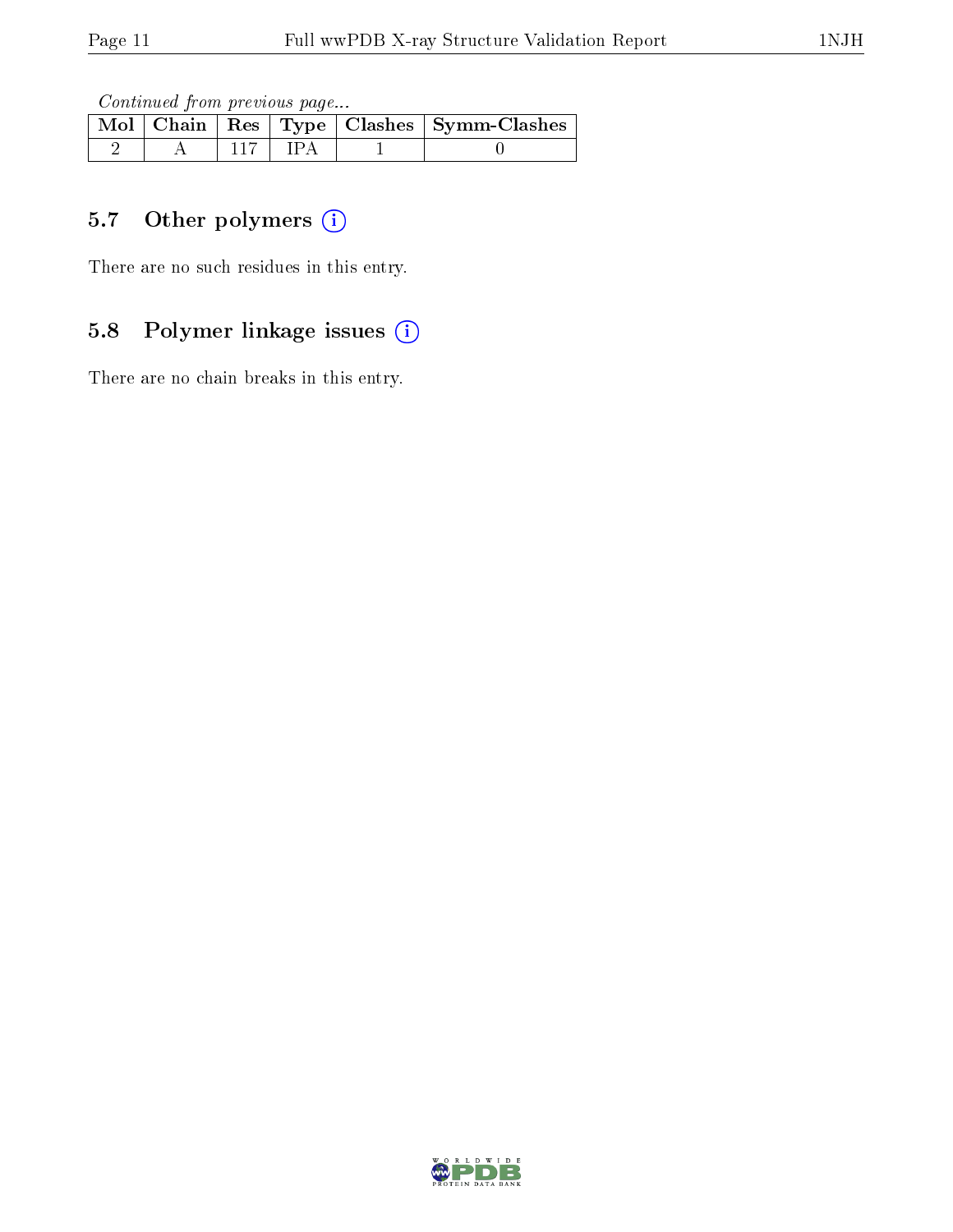*Continued from previous page...*

| Mol | Chain | Res | Type | Clashes | Symm-Clashes |
|---|---|---|---|---|---|
| 2 | A | 117 | IPA | 1 | 0 |

### 5.7 Other polymers

There are no such residues in this entry.

### 5.8 Polymer linkage issues

There are no chain breaks in this entry.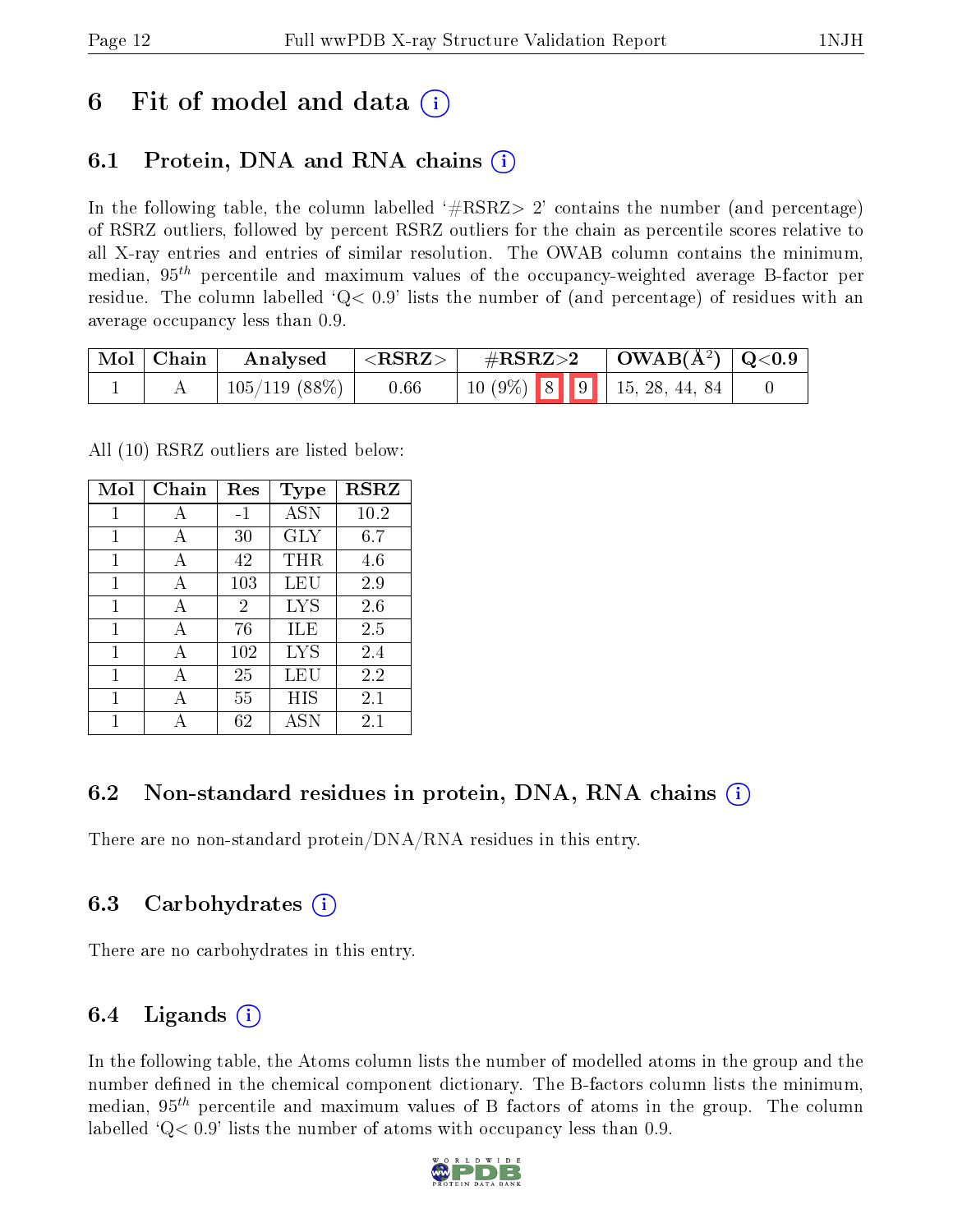# 6 Fit of model and data (i)

## 6.1 Protein, DNA and RNA chains (i)

In the following table, the column labelled '#RSRZ> 2' contains the number (and percentage) of RSRZ outliers, followed by percent RSRZ outliers for the chain as percentile scores relative to all X-ray entries and entries of similar resolution. The OWAB column contains the minimum, median, $95^{th}$ percentile and maximum values of the occupancy-weighted average B-factor per residue. The column labelled 'Q< 0.9' lists the number of (and percentage) of residues with an average occupancy less than 0.9.

| Mol | Chain | Analysed | <RSRZ> | #RSRZ>2 | | | OWAB($Å^2$) | Q<0.9 |
|---|---|---|---|---|---|---|---|---|
| 1 | A | 105/119 (88%) | 0.66 | 10 (9%) | 8 | 9 | 15, 28, 44, 84 | 0 |

All (10) RSRZ outliers are listed below:

| Mol | Chain | Res | Type | RSRZ |
|---|---|---|---|---|
| 1 | A | -1 | ASN | 10.2 |
| 1 | A | 30 | GLY | 6.7 |
| 1 | A | 42 | THR | 4.6 |
| 1 | A | 103 | LEU | 2.9 |
| 1 | A | 2 | LYS | 2.6 |
| 1 | A | 76 | ILE | 2.5 |
| 1 | A | 102 | LYS | 2.4 |
| 1 | A | 25 | LEU | 2.2 |
| 1 | A | 55 | HIS | 2.1 |
| 1 | A | 62 | ASN | 2.1 |

## 6.2 Non-standard residues in protein, DNA, RNA chains (i)

There are no non-standard protein/DNA/RNA residues in this entry.

## 6.3 Carbohydrates (i)

There are no carbohydrates in this entry.

## 6.4 Ligands (i)

In the following table, the Atoms column lists the number of modelled atoms in the group and the number defined in the chemical component dictionary. The B-factors column lists the minimum, median, $95^{th}$ percentile and maximum values of B factors of atoms in the group. The column labelled 'Q< 0.9' lists the number of atoms with occupancy less than 0.9.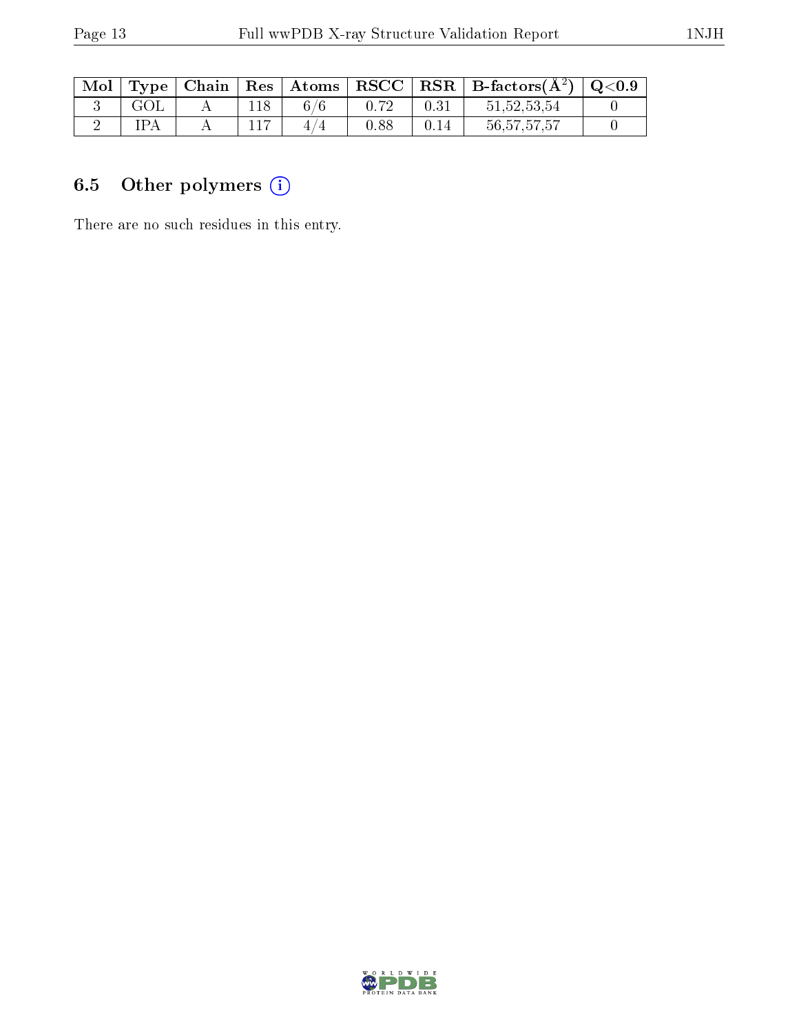| Mol | Type | Chain | Res | Atoms | RSCC | RSR | B-factors($Å^2$) | Q<0.9 |
|---|---|---|---|---|---|---|---|---|
| 3 | GOL | A | 118 | 6/6 | 0.72 | 0.31 | 51,52,53,54 | 0 |
| 2 | IPA | A | 117 | 4/4 | 0.88 | 0.14 | 56,57,57,57 | 0 |

### 6.5 Other polymers (i)

There are no such residues in this entry.